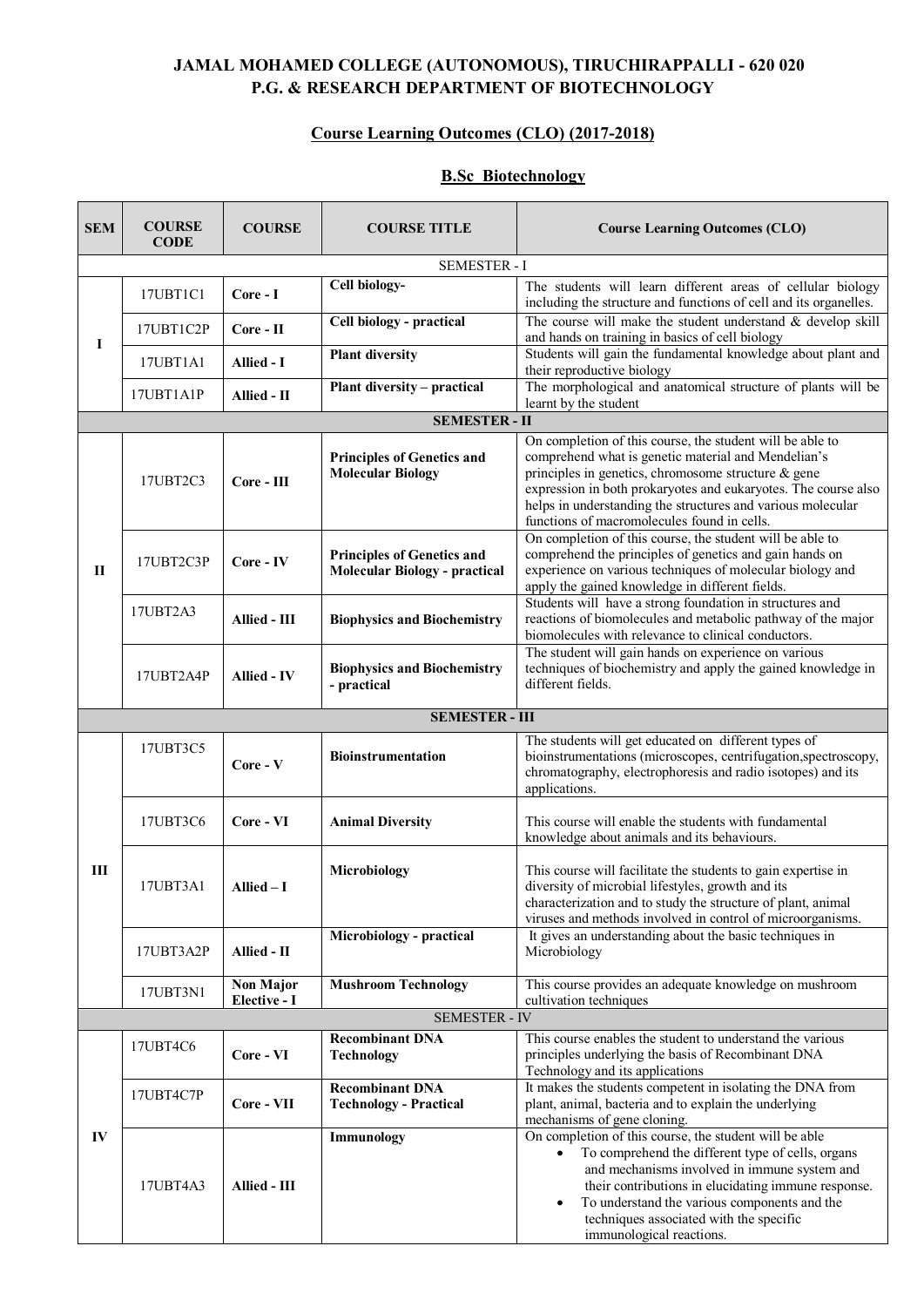# JAMAL MOHAMED COLLEGE (AUTONOMOUS), TIRUCHIRAPPALLI - 620 020
## P.G. & RESEARCH DEPARTMENT OF BIOTECHNOLOGY

### Course Learning Outcomes (CLO) (2017-2018)

### B.Sc Biotechnology

| SEM | COURSE CODE | COURSE | COURSE TITLE | Course Learning Outcomes (CLO) |
|---|---|---|---|---|
| SEMESTER - I | | | | |
| I | 17UBT1C1 | **Core - I** | **Cell biology-** | The students will learn different areas of cellular biology including the structure and functions of cell and its organelles. |
| | 17UBT1C2P | **Core - II** | **Cell biology - practical** | The course will make the student understand & develop skill and hands on training in basics of cell biology |
| | 17UBT1A1 | **Allied - I** | **Plant diversity** | Students will gain the fundamental knowledge about plant and their reproductive biology |
| | 17UBT1A1P | **Allied - II** | **Plant diversity – practical** | The morphological and anatomical structure of plants will be learnt by the student |
| **SEMESTER - II** | | | | |
| II | 17UBT2C3 | **Core - III** | **Principles of Genetics and Molecular Biology** | On completion of this course, the student will be able to comprehend what is genetic material and Mendelian's principles in genetics, chromosome structure & gene expression in both prokaryotes and eukaryotes. The course also helps in understanding the structures and various molecular functions of macromolecules found in cells. |
| | 17UBT2C3P | **Core - IV** | **Principles of Genetics and Molecular Biology - practical** | On completion of this course, the student will be able to comprehend the principles of genetics and gain hands on experience on various techniques of molecular biology and apply the gained knowledge in different fields. |
| | 17UBT2A3 | **Allied - III** | **Biophysics and Biochemistry** | Students will have a strong foundation in structures and reactions of biomolecules and metabolic pathway of the major biomolecules with relevance to clinical conductors. |
| | 17UBT2A4P | **Allied - IV** | **Biophysics and Biochemistry - practical** | The student will gain hands on experience on various techniques of biochemistry and apply the gained knowledge in different fields. |
| **SEMESTER - III** | | | | |
| III | 17UBT3C5 | **Core - V** | **Bioinstrumentation** | The students will get educated on different types of bioinstrumentations (microscopes, centrifugation,spectroscopy, chromatography, electrophoresis and radio isotopes) and its applications. |
| | 17UBT3C6 | **Core - VI** | **Animal Diversity** | This course will enable the students with fundamental knowledge about animals and its behaviours. |
| | 17UBT3A1 | **Allied – I** | **Microbiology** | This course will facilitate the students to gain expertise in diversity of microbial lifestyles, growth and its characterization and to study the structure of plant, animal viruses and methods involved in control of microorganisms. |
| | 17UBT3A2P | **Allied - II** | **Microbiology - practical** | It gives an understanding about the basic techniques in Microbiology |
| | 17UBT3N1 | **Non Major Elective - I** | **Mushroom Technology** | This course provides an adequate knowledge on mushroom cultivation techniques |
| SEMESTER - IV | | | | |
| IV | 17UBT4C6 | **Core - VI** | **Recombinant DNA Technology** | This course enables the student to understand the various principles underlying the basis of Recombinant DNA Technology and its applications |
| | 17UBT4C7P | **Core - VII** | **Recombinant DNA Technology - Practical** | It makes the students competent in isolating the DNA from plant, animal, bacteria and to explain the underlying mechanisms of gene cloning. |
| | 17UBT4A3 | **Allied - III** | **Immunology** | On completion of this course, the student will be able<br>• To comprehend the different type of cells, organs and mechanisms involved in immune system and their contributions in elucidating immune response.<br>• To understand the various components and the techniques associated with the specific immunological reactions. |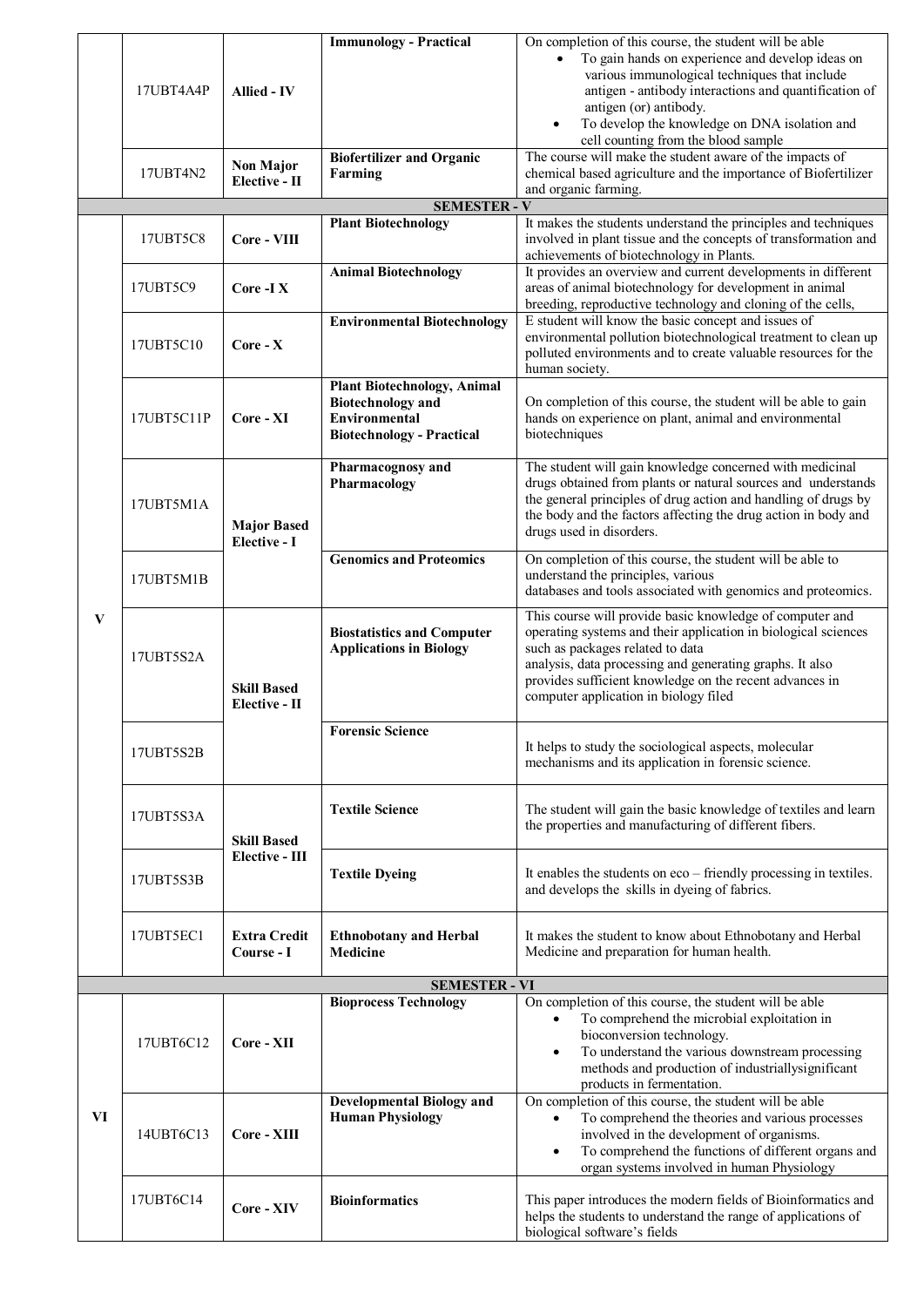| | | | | |
|---|---|---|---|---|
| | 17UBT4A4P | **Allied - IV** | **Immunology - Practical** | On completion of this course, the student will be able<br>• To gain hands on experience and develop ideas on various immunological techniques that include antigen - antibody interactions and quantification of antigen (or) antibody.<br>• To develop the knowledge on DNA isolation and cell counting from the blood sample |
| | 17UBT4N2 | **Non Major Elective - II** | **Biofertilizer and Organic Farming** | The course will make the student aware of the impacts of chemical based agriculture and the importance of Biofertilizer and organic farming. |
| **SEMESTER - V** | | | | |
| **V** | 17UBT5C8 | **Core - VIII** | **Plant Biotechnology** | It makes the students understand the principles and techniques involved in plant tissue and the concepts of transformation and achievements of biotechnology in Plants. |
| | 17UBT5C9 | **Core -I X** | **Animal Biotechnology** | It provides an overview and current developments in different areas of animal biotechnology for development in animal breeding, reproductive technology and cloning of the cells, |
| | 17UBT5C10 | **Core - X** | **Environmental Biotechnology** | E student will know the basic concept and issues of environmental pollution biotechnological treatment to clean up polluted environments and to create valuable resources for the human society. |
| | 17UBT5C11P | **Core - XI** | **Plant Biotechnology, Animal Biotechnology and Environmental Biotechnology - Practical** | On completion of this course, the student will be able to gain hands on experience on plant, animal and environmental biotechniques |
| | 17UBT5M1A | **Major Based Elective - I** | **Pharmacognosy and Pharmacology** | The student will gain knowledge concerned with medicinal drugs obtained from plants or natural sources and understands the general principles of drug action and handling of drugs by the body and the factors affecting the drug action in body and drugs used in disorders. |
| | 17UBT5M1B | | **Genomics and Proteomics** | On completion of this course, the student will be able to understand the principles, various databases and tools associated with genomics and proteomics. |
| | 17UBT5S2A | **Skill Based Elective - II** | **Biostatistics and Computer Applications in Biology** | This course will provide basic knowledge of computer and operating systems and their application in biological sciences such as packages related to data analysis, data processing and generating graphs. It also provides sufficient knowledge on the recent advances in computer application in biology filed |
| | 17UBT5S2B | | **Forensic Science** | It helps to study the sociological aspects, molecular mechanisms and its application in forensic science. |
| | 17UBT5S3A | **Skill Based Elective - III** | **Textile Science** | The student will gain the basic knowledge of textiles and learn the properties and manufacturing of different fibers. |
| | 17UBT5S3B | | **Textile Dyeing** | It enables the students on eco – friendly processing in textiles. and develops the skills in dyeing of fabrics. |
| | 17UBT5EC1 | **Extra Credit Course - I** | **Ethnobotany and Herbal Medicine** | It makes the student to know about Ethnobotany and Herbal Medicine and preparation for human health. |
| **SEMESTER - VI** | | | | |
| **VI** | 17UBT6C12 | **Core - XII** | **Bioprocess Technology** | On completion of this course, the student will be able<br>• To comprehend the microbial exploitation in bioconversion technology.<br>• To understand the various downstream processing methods and production of industriallysignificant products in fermentation. |
| | 14UBT6C13 | **Core - XIII** | **Developmental Biology and Human Physiology** | On completion of this course, the student will be able<br>• To comprehend the theories and various processes involved in the development of organisms.<br>• To comprehend the functions of different organs and organ systems involved in human Physiology |
| | 17UBT6C14 | **Core - XIV** | **Bioinformatics** | This paper introduces the modern fields of Bioinformatics and helps the students to understand the range of applications of biological software's fields |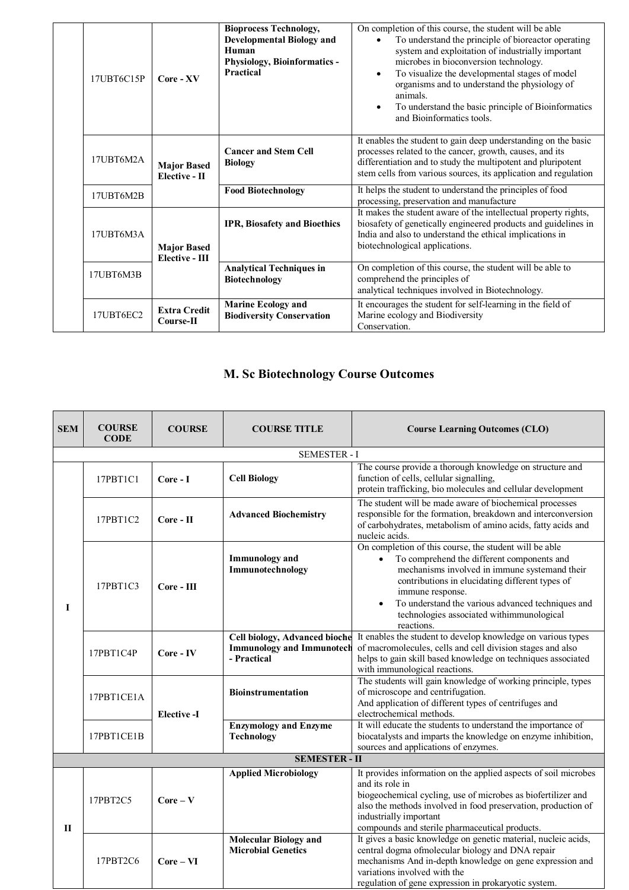| | | | | |
|---|---|---|---|---|
| | 17UBT6C15P | **Core - XV** | **Bioprocess Technology, Developmental Biology and Human Physiology, Bioinformatics - Practical** | On completion of this course, the student will be able<br>• To understand the principle of bioreactor operating system and exploitation of industrially important microbes in bioconversion technology.<br>• To visualize the developmental stages of model organisms and to understand the physiology of animals.<br>• To understand the basic principle of Bioinformatics and Bioinformatics tools. |
| | 17UBT6M2A | **Major Based Elective - II** | **Cancer and Stem Cell Biology** | It enables the student to gain deep understanding on the basic processes related to the cancer, growth, causes, and its differentiation and to study the multipotent and pluripotent stem cells from various sources, its application and regulation |
| | 17UBT6M2B | | **Food Biotechnology** | It helps the student to understand the principles of food processing, preservation and manufacture |
| | 17UBT6M3A | **Major Based Elective - III** | **IPR, Biosafety and Bioethics** | It makes the student aware of the intellectual property rights, biosafety of genetically engineered products and guidelines in India and also to understand the ethical implications in biotechnological applications. |
| | 17UBT6M3B | | **Analytical Techniques in Biotechnology** | On completion of this course, the student will be able to comprehend the principles of analytical techniques involved in Biotechnology. |
| | 17UBT6EC2 | **Extra Credit Course-II** | **Marine Ecology and Biodiversity Conservation** | It encourages the student for self-learning in the field of Marine ecology and Biodiversity Conservation. |

## M. Sc Biotechnology Course Outcomes

| SEM | COURSE CODE | COURSE | COURSE TITLE | Course Learning Outcomes (CLO) |
|---|---|---|---|---|
| | | | SEMESTER - I | |
| I | 17PBT1C1 | **Core - I** | **Cell Biology** | The course provide a thorough knowledge on structure and function of cells, cellular signalling, protein trafficking, bio molecules and cellular development |
| | 17PBT1C2 | **Core - II** | **Advanced Biochemistry** | The student will be made aware of biochemical processes responsible for the formation, breakdown and interconversion of carbohydrates, metabolism of amino acids, fatty acids and nucleic acids. |
| | 17PBT1C3 | **Core - III** | **Immunology and Immunotechnology** | On completion of this course, the student will be able<br>• To comprehend the different components and mechanisms involved in immune systemand their contributions in elucidating different types of immune response.<br>• To understand the various advanced techniques and technologies associated withimmunological reactions. |
| | 17PBT1C4P | **Core - IV** | **Cell biology, Advanced bioche Immunology and Immunotech - Practical** | It enables the student to develop knowledge on various types of macromolecules, cells and cell division stages and also helps to gain skill based knowledge on techniques associated with immunological reactions. |
| | 17PBT1CE1A | **Elective -I** | **Bioinstrumentation** | The students will gain knowledge of working principle, types of microscope and centrifugation.<br>And application of different types of centrifuges and electrochemical methods. |
| | 17PBT1CE1B | | **Enzymology and Enzyme Technology** | It will educate the students to understand the importance of biocatalysts and imparts the knowledge on enzyme inhibition, sources and applications of enzymes. |
| | | | **SEMESTER - II** | |
| II | 17PBT2C5 | **Core – V** | **Applied Microbiology** | It provides information on the applied aspects of soil microbes and its role in biogeochemical cycling, use of microbes as biofertilizer and also the methods involved in food preservation, production of industrially important compounds and sterile pharmaceutical products. |
| | 17PBT2C6 | **Core – VI** | **Molecular Biology and Microbial Genetics** | It gives a basic knowledge on genetic material, nucleic acids, central dogma ofmolecular biology and DNA repair mechanisms And in-depth knowledge on gene expression and variations involved with the regulation of gene expression in prokaryotic system. |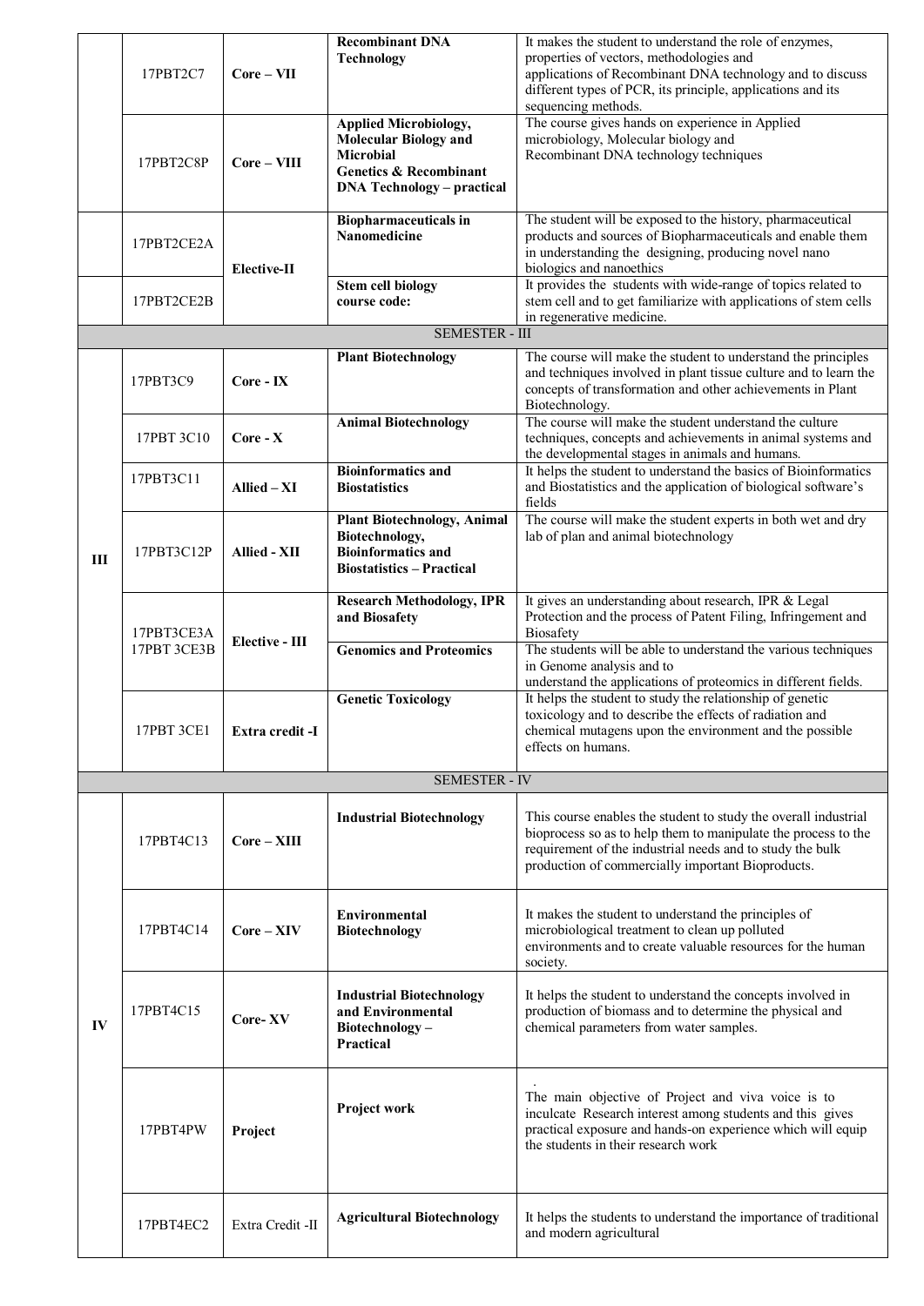| | | | | |
|---|---|---|---|---|
| | 17PBT2C7 | **Core – VII** | **Recombinant DNA Technology** | It makes the student to understand the role of enzymes, properties of vectors, methodologies and applications of Recombinant DNA technology and to discuss different types of PCR, its principle, applications and its sequencing methods. |
| | 17PBT2C8P | **Core – VIII** | **Applied Microbiology, Molecular Biology and Microbial Genetics & Recombinant DNA Technology – practical** | The course gives hands on experience in Applied microbiology, Molecular biology and Recombinant DNA technology techniques |
| | 17PBT2CE2A | **Elective-II** | **Biopharmaceuticals in Nanomedicine** | The student will be exposed to the history, pharmaceutical products and sources of Biopharmaceuticals and enable them in understanding the designing, producing novel nano biologics and nanoethics |
| | 17PBT2CE2B | | **Stem cell biology course code:** | It provides the students with wide-range of topics related to stem cell and to get familiarize with applications of stem cells in regenerative medicine. |
| | | | SEMESTER - III | |
| **III** | 17PBT3C9 | **Core - IX** | **Plant Biotechnology** | The course will make the student to understand the principles and techniques involved in plant tissue culture and to learn the concepts of transformation and other achievements in Plant Biotechnology. |
| | 17PBT 3C10 | **Core - X** | **Animal Biotechnology** | The course will make the student understand the culture techniques, concepts and achievements in animal systems and the developmental stages in animals and humans. |
| | 17PBT3C11 | **Allied – XI** | **Bioinformatics and Biostatistics** | It helps the student to understand the basics of Bioinformatics and Biostatistics and the application of biological software's fields |
| | 17PBT3C12P | **Allied - XII** | **Plant Biotechnology, Animal Biotechnology, Bioinformatics and Biostatistics – Practical** | The course will make the student experts in both wet and dry lab of plan and animal biotechnology |
| | 17PBT3CE3A 17PBT 3CE3B | **Elective - III** | **Research Methodology, IPR and Biosafety** | It gives an understanding about research, IPR & Legal Protection and the process of Patent Filing, Infringement and Biosafety |
| | | | **Genomics and Proteomics** | The students will be able to understand the various techniques in Genome analysis and to understand the applications of proteomics in different fields. |
| | 17PBT 3CE1 | **Extra credit -I** | **Genetic Toxicology** | It helps the student to study the relationship of genetic toxicology and to describe the effects of radiation and chemical mutagens upon the environment and the possible effects on humans. |
| | | | SEMESTER - IV | |
| **IV** | 17PBT4C13 | **Core – XIII** | **Industrial Biotechnology** | This course enables the student to study the overall industrial bioprocess so as to help them to manipulate the process to the requirement of the industrial needs and to study the bulk production of commercially important Bioproducts. |
| | 17PBT4C14 | **Core – XIV** | **Environmental Biotechnology** | It makes the student to understand the principles of microbiological treatment to clean up polluted environments and to create valuable resources for the human society. |
| | 17PBT4C15 | **Core- XV** | **Industrial Biotechnology and Environmental Biotechnology – Practical** | It helps the student to understand the concepts involved in production of biomass and to determine the physical and chemical parameters from water samples. |
| | 17PBT4PW | **Project** | **Project work** | The main objective of Project and viva voice is to inculcate Research interest among students and this gives practical exposure and hands-on experience which will equip the students in their research work |
| | 17PBT4EC2 | Extra Credit -II | **Agricultural Biotechnology** | It helps the students to understand the importance of traditional and modern agricultural |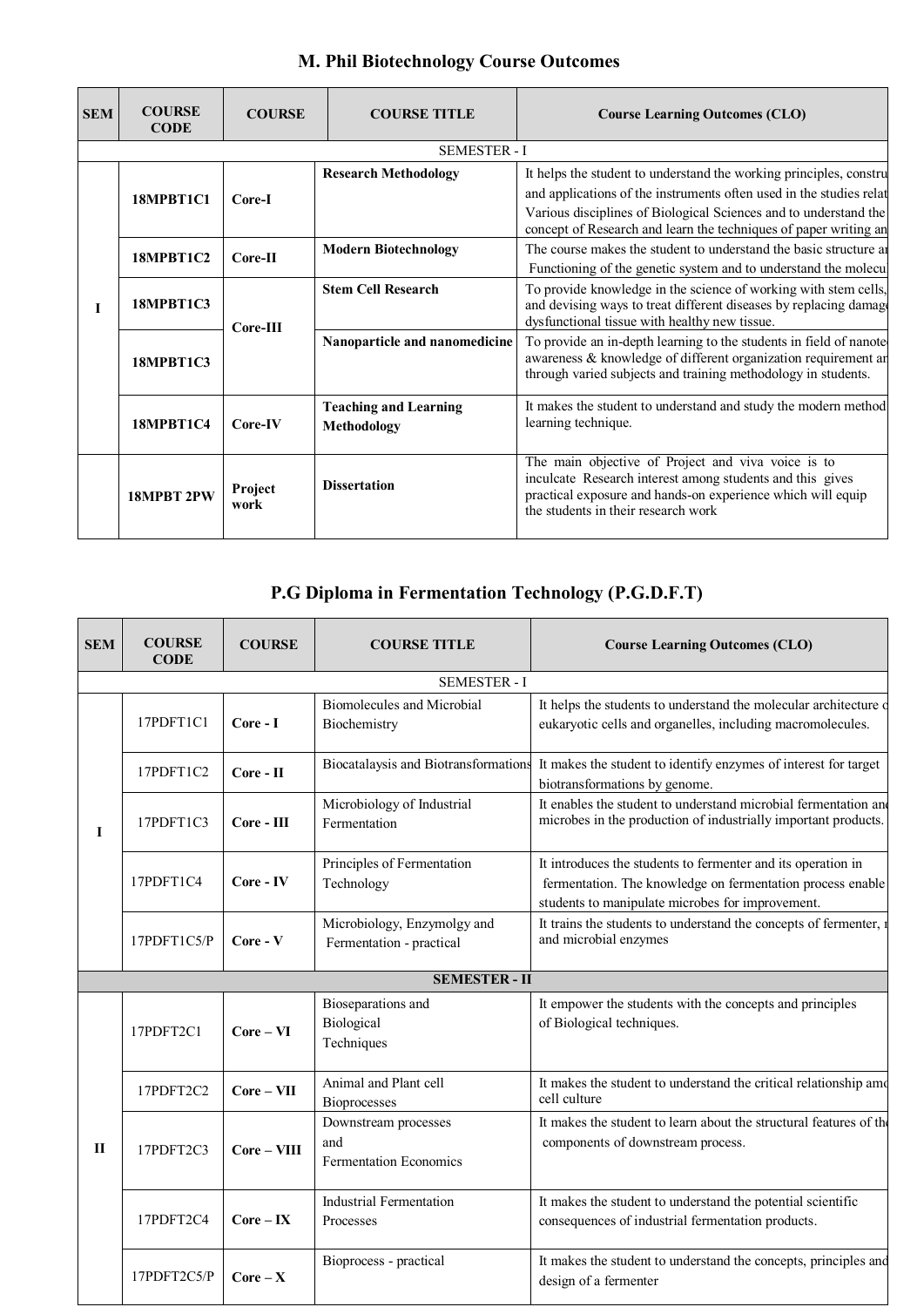## M. Phil Biotechnology Course Outcomes

| SEM | COURSE CODE | COURSE | COURSE TITLE | Course Learning Outcomes (CLO) |
|---|---|---|---|---|
| SEMESTER - I | | | | |
| I | 18MPBT1C1 | Core-I | **Research Methodology** | It helps the student to understand the working principles, constru and applications of the instruments often used in the studies relat Various disciplines of Biological Sciences and to understand the concept of Research and learn the techniques of paper writing an |
| | 18MPBT1C2 | Core-II | **Modern Biotechnology** | The course makes the student to understand the basic structure ar Functioning of the genetic system and to understand the molecu |
| | 18MPBT1C3 | Core-III | **Stem Cell Research** | To provide knowledge in the science of working with stem cells, and devising ways to treat different diseases by replacing damag dysfunctional tissue with healthy new tissue. |
| | 18MPBT1C3 | | **Nanoparticle and nanomedicine** | To provide an in-depth learning to the students in field of nanote awareness & knowledge of different organization requirement ar through varied subjects and training methodology in students. |
| | 18MPBT1C4 | Core-IV | **Teaching and Learning Methodology** | It makes the student to understand and study the modern method learning technique. |
| | 18MPBT 2PW | Project work | **Dissertation** | The main objective of Project and viva voice is to inculcate Research interest among students and this gives practical exposure and hands-on experience which will equip the students in their research work |

## P.G Diploma in Fermentation Technology (P.G.D.F.T)

| SEM | COURSE CODE | COURSE | COURSE TITLE | Course Learning Outcomes (CLO) |
|---|---|---|---|---|
| SEMESTER - I | | | | |
| I | 17PDFT1C1 | **Core - I** | Biomolecules and Microbial Biochemistry | It helps the students to understand the molecular architecture o eukaryotic cells and organelles, including macromolecules. |
| | 17PDFT1C2 | **Core - II** | Biocatalysis and Biotransformations | It makes the student to identify enzymes of interest for target biotransformations by genome. |
| | 17PDFT1C3 | **Core - III** | Microbiology of Industrial Fermentation | It enables the student to understand microbial fermentation and microbes in the production of industrially important products. |
| | 17PDFT1C4 | **Core - IV** | Principles of Fermentation Technology | It introduces the students to fermenter and its operation in fermentation. The knowledge on fermentation process enable students to manipulate microbes for improvement. |
| | 17PDFT1C5/P | **Core - V** | Microbiology, Enzymolgy and Fermentation - practical | It trains the students to understand the concepts of fermenter, r and microbial enzymes |
| **SEMESTER - II** | | | | |
| II | 17PDFT2C1 | **Core – VI** | Bioseparations and Biological Techniques | It empower the students with the concepts and principles of Biological techniques. |
| | 17PDFT2C2 | **Core – VII** | Animal and Plant cell Bioprocesses | It makes the student to understand the critical relationship amo cell culture |
| | 17PDFT2C3 | **Core – VIII** | Downstream processes and Fermentation Economics | It makes the student to learn about the structural features of the components of downstream process. |
| | 17PDFT2C4 | **Core – IX** | Industrial Fermentation Processes | It makes the student to understand the potential scientific consequences of industrial fermentation products. |
| | 17PDFT2C5/P | **Core – X** | Bioprocess - practical | It makes the student to understand the concepts, principles and design of a fermenter |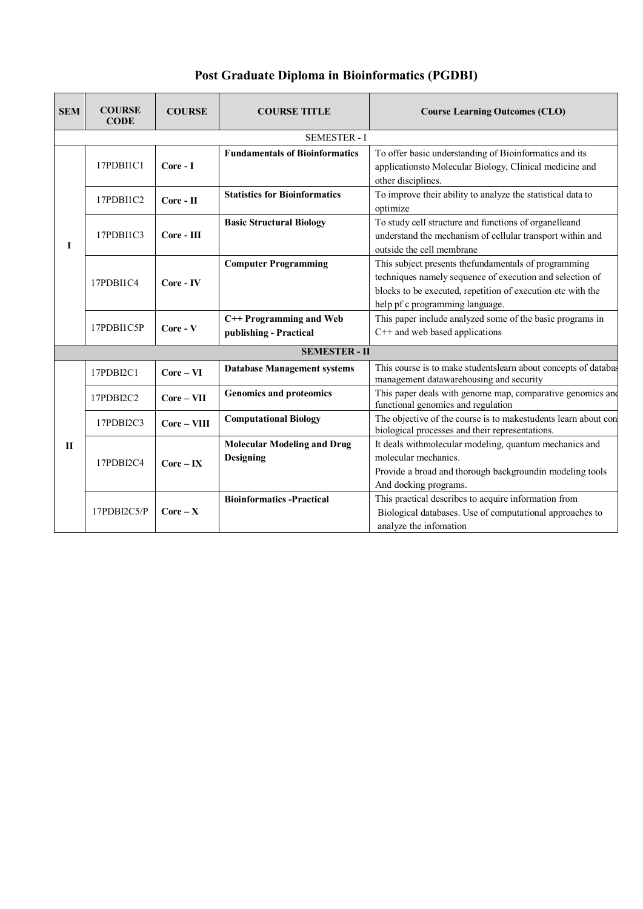# Post Graduate Diploma in Bioinformatics (PGDBI)

| SEM | COURSE CODE | COURSE | COURSE TITLE | Course Learning Outcomes (CLO) |
|---|---|---|---|---|
| SEMESTER - I | | | | |
| I | 17PDBI1C1 | **Core - I** | **Fundamentals of Bioinformatics** | To offer basic understanding of Bioinformatics and its applicationsto Molecular Biology, Clinical medicine and other disciplines. |
| | 17PDBI1C2 | **Core - II** | **Statistics for Bioinformatics** | To improve their ability to analyze the statistical data to optimize |
| | 17PDBI1C3 | **Core - III** | **Basic Structural Biology** | To study cell structure and functions of organelleand understand the mechanism of cellular transport within and outside the cell membrane |
| | 17PDBI1C4 | **Core - IV** | **Computer Programming** | This subject presents thefundamentals of programming techniques namely sequence of execution and selection of blocks to be executed, repetition of execution etc with the help pf c programming language. |
| | 17PDBI1C5P | **Core - V** | **C++ Programming and Web publishing - Practical** | This paper include analyzed some of the basic programs in C++ and web based applications |
| **SEMESTER - II** | | | | |
| II | 17PDBI2C1 | **Core – VI** | **Database Management systems** | This course is to make studentslearn about concepts of databas management datawarehousing and security |
| | 17PDBI2C2 | **Core – VII** | **Genomics and proteomics** | This paper deals with genome map, comparative genomics and functional genomics and regulation |
| | 17PDBI2C3 | **Core – VIII** | **Computational Biology** | The objective of the course is to makestudents learn about con biological processes and their representations. |
| | 17PDBI2C4 | **Core – IX** | **Molecular Modeling and Drug Designing** | It deals withmolecular modeling, quantum mechanics and molecular mechanics. Provide a broad and thorough backgroundin modeling tools And docking programs. |
| | 17PDBI2C5/P | **Core – X** | **Bioinformatics -Practical** | This practical describes to acquire information from Biological databases. Use of computational approaches to analyze the infomation |